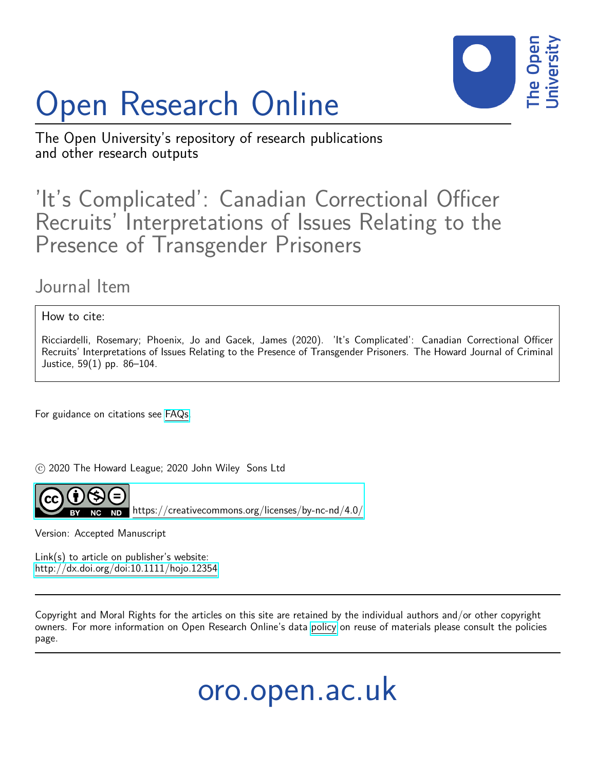# Open Research Online

The Open University's repository of research publications and other research outputs

## 'It's Complicated': Canadian Correctional Officer Recruits' Interpretations of Issues Relating to the Presence of Transgender Prisoners

### Journal Item

How to cite:

Ricciardelli, Rosemary; Phoenix, Jo and Gacek, James (2020). 'It's Complicated': Canadian Correctional Officer Recruits' Interpretations of Issues Relating to the Presence of Transgender Prisoners. The Howard Journal of Criminal Justice, 59(1) pp. 86–104.

For guidance on citations see FAQs.

© 2020 The Howard League; 2020 John Wiley Sons Ltd

https://creativecommons.org/licenses/by-nc-nd/4.0/

Version: Accepted Manuscript

Link(s) to article on publisher's website:
http://dx.doi.org/doi:10.1111/hojo.12354

Copyright and Moral Rights for the articles on this site are retained by the individual authors and/or other copyright owners. For more information on Open Research Online's data policy on reuse of materials please consult the policies page.

oro.open.ac.uk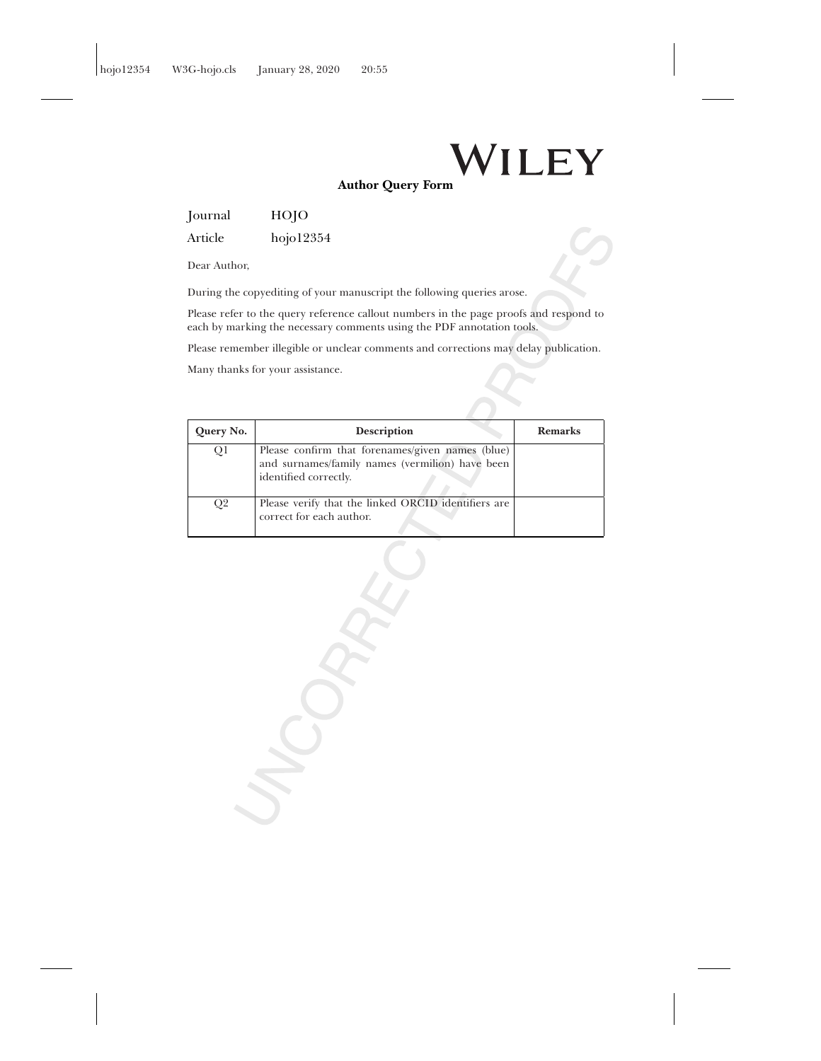**WILEY**

## Author Query Form

Journal HOJO

Article hojo12354

Dear Author,

During the copyediting of your manuscript the following queries arose.

Please refer to the query reference callout numbers in the page proofs and respond to each by marking the necessary comments using the PDF annotation tools.

Please remember illegible or unclear comments and corrections may delay publication.

Many thanks for your assistance.

| Query No. | Description | Remarks |
|---|---|---|
| Q1 | Please confirm that forenames/given names (blue) and surnames/family names (vermilion) have been identified correctly. | |
| Q2 | Please verify that the linked ORCID identifiers are correct for each author. | |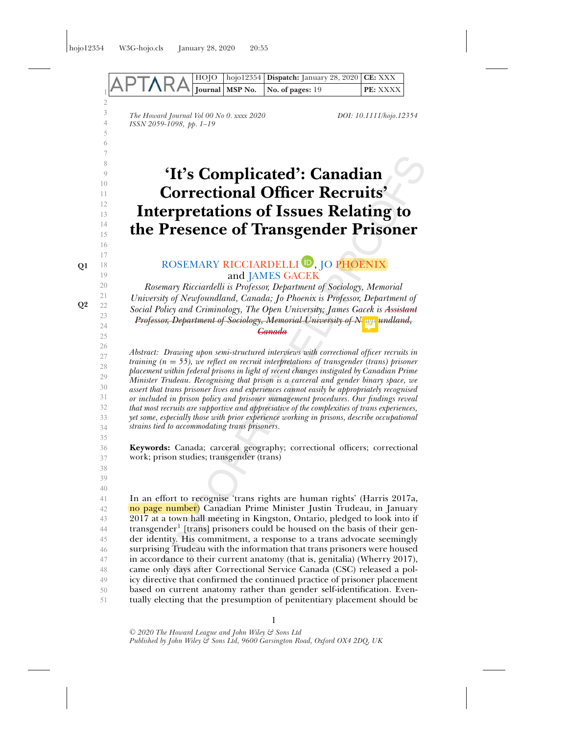# 'It's Complicated': Canadian Correctional Officer Recruits' Interpretations of Issues Relating to the Presence of Transgender Prisoner

ROSEMARY RICCIARDELLI, JO PHOENIX and JAMES GACEK

*Rosemary Ricciardelli is Professor, Department of Sociology, Memorial University of Newfoundland, Canada; Jo Phoenix is Professor, Department of Social Policy and Criminology, The Open University; James Gacek is ~~Assistant Professor, Department of Sociology, Memorial University of Newfoundland, Canada~~*

*Abstract: Drawing upon semi-structured interviews with correctional officer recruits in training (n = 55), we reflect on recruit interpretations of transgender (trans) prisoner placement within federal prisons in light of recent changes instigated by Canadian Prime Minister Trudeau. Recognising that prison is a carceral and gender binary space, we assert that trans prisoner lives and experiences cannot easily be appropriately recognised or included in prison policy and prisoner management procedures. Our findings reveal that most recruits are supportive and appreciative of the complexities of trans experiences, yet some, especially those with prior experience working in prisons, describe occupational strains tied to accommodating trans prisoners.*

**Keywords:** Canada; carceral geography; correctional officers; correctional work; prison studies; transgender (trans)

In an effort to recognise 'trans rights are human rights' (Harris 2017a, no page number) Canadian Prime Minister Justin Trudeau, in January 2017 at a town hall meeting in Kingston, Ontario, pledged to look into if transgender[1] [trans] prisoners could be housed on the basis of their gender identity. His commitment, a response to a trans advocate seemingly surprising Trudeau with the information that trans prisoners were housed in accordance to their current anatomy (that is, genitalia) (Wherry 2017), came only days after Correctional Service Canada (CSC) released a policy directive that confirmed the continued practice of prisoner placement based on current anatomy rather than gender self-identification. Eventually electing that the presumption of penitentiary placement should be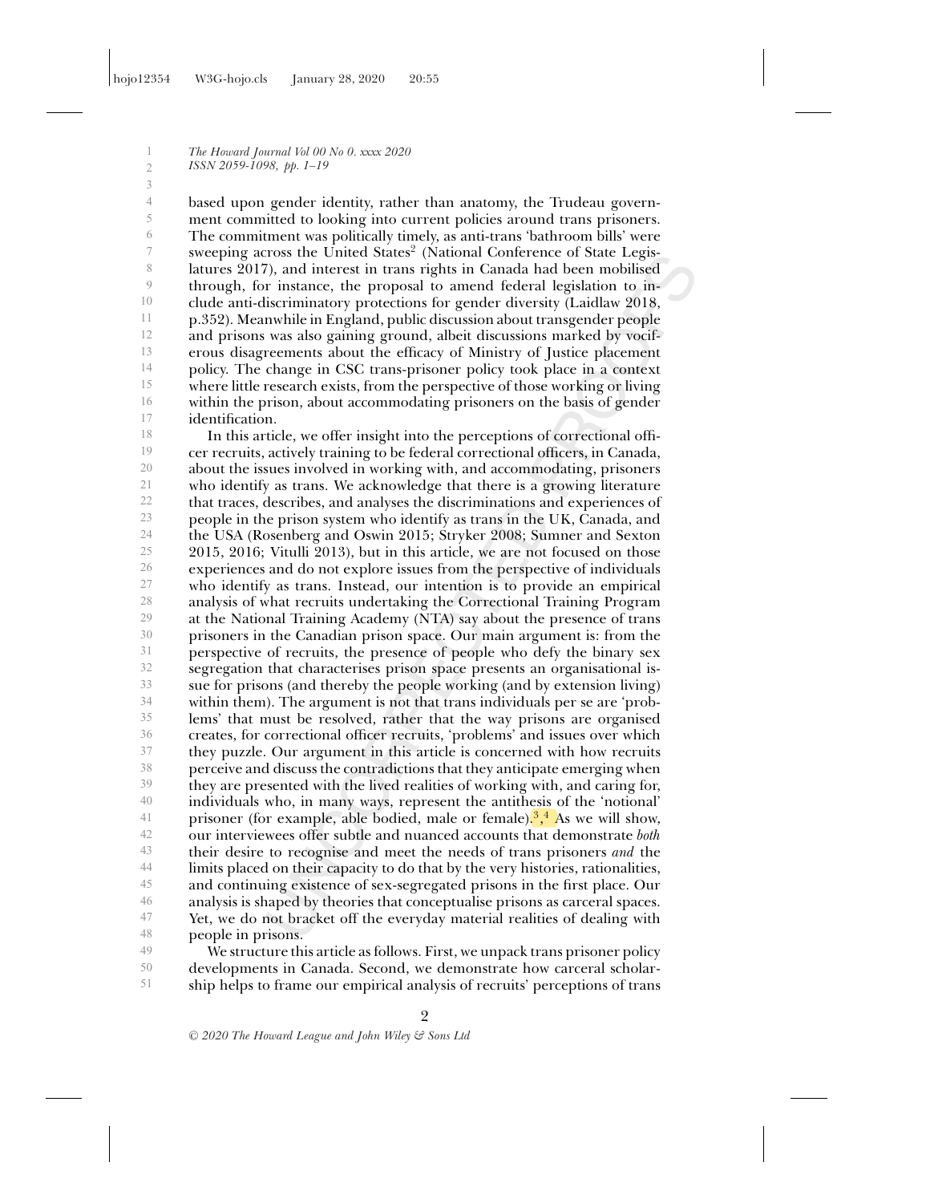based upon gender identity, rather than anatomy, the Trudeau government committed to looking into current policies around trans prisoners. The commitment was politically timely, as anti-trans 'bathroom bills' were sweeping across the United States[2] (National Conference of State Legislatures 2017), and interest in trans rights in Canada had been mobilised through, for instance, the proposal to amend federal legislation to include anti-discriminatory protections for gender diversity (Laidlaw 2018, p.352). Meanwhile in England, public discussion about transgender people and prisons was also gaining ground, albeit discussions marked by vociferous disagreements about the efficacy of Ministry of Justice placement policy. The change in CSC trans-prisoner policy took place in a context where little research exists, from the perspective of those working or living within the prison, about accommodating prisoners on the basis of gender identification.

In this article, we offer insight into the perceptions of correctional officer recruits, actively training to be federal correctional officers, in Canada, about the issues involved in working with, and accommodating, prisoners who identify as trans. We acknowledge that there is a growing literature that traces, describes, and analyses the discriminations and experiences of people in the prison system who identify as trans in the UK, Canada, and the USA (Rosenberg and Oswin 2015; Stryker 2008; Sumner and Sexton 2015, 2016; Vitulli 2013), but in this article, we are not focused on those experiences and do not explore issues from the perspective of individuals who identify as trans. Instead, our intention is to provide an empirical analysis of what recruits undertaking the Correctional Training Program at the National Training Academy (NTA) say about the presence of trans prisoners in the Canadian prison space. Our main argument is: from the perspective of recruits, the presence of people who defy the binary sex segregation that characterises prison space presents an organisational issue for prisons (and thereby the people working (and by extension living) within them). The argument is not that trans individuals per se are 'problems' that must be resolved, rather that the way prisons are organised creates, for correctional officer recruits, 'problems' and issues over which they puzzle. Our argument in this article is concerned with how recruits perceive and discuss the contradictions that they anticipate emerging when they are presented with the lived realities of working with, and caring for, individuals who, in many ways, represent the antithesis of the 'notional' prisoner (for example, able bodied, male or female).[3],[4] As we will show, our interviewees offer subtle and nuanced accounts that demonstrate *both* their desire to recognise and meet the needs of trans prisoners *and* the limits placed on their capacity to do that by the very histories, rationalities, and continuing existence of sex-segregated prisons in the first place. Our analysis is shaped by theories that conceptualise prisons as carceral spaces. Yet, we do not bracket off the everyday material realities of dealing with people in prisons.

We structure this article as follows. First, we unpack trans prisoner policy developments in Canada. Second, we demonstrate how carceral scholarship helps to frame our empirical analysis of recruits' perceptions of trans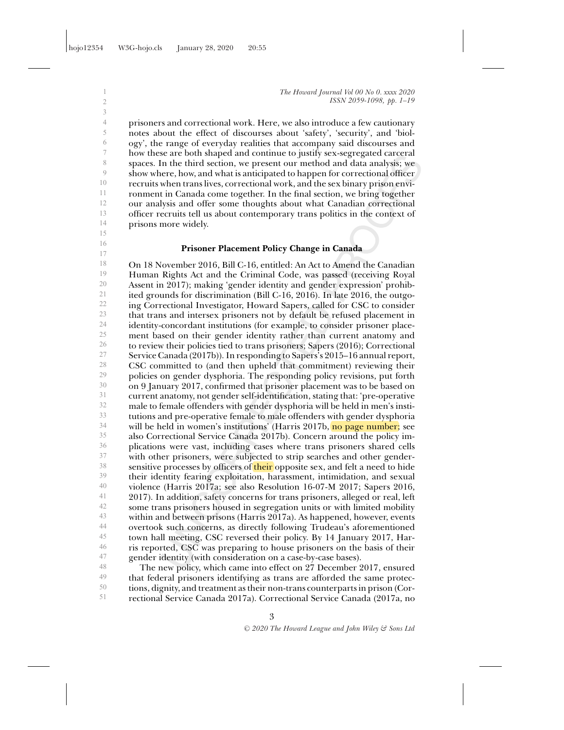prisoners and correctional work. Here, we also introduce a few cautionary notes about the effect of discourses about 'safety', 'security', and 'biology', the range of everyday realities that accompany said discourses and how these are both shaped and continue to justify sex-segregated carceral spaces. In the third section, we present our method and data analysis; we show where, how, and what is anticipated to happen for correctional officer recruits when trans lives, correctional work, and the sex binary prison environment in Canada come together. In the final section, we bring together our analysis and offer some thoughts about what Canadian correctional officer recruits tell us about contemporary trans politics in the context of prisons more widely.

## Prisoner Placement Policy Change in Canada

On 18 November 2016, Bill C-16, entitled: An Act to Amend the Canadian Human Rights Act and the Criminal Code, was passed (receiving Royal Assent in 2017); making 'gender identity and gender expression' prohibited grounds for discrimination (Bill C-16, 2016). In late 2016, the outgoing Correctional Investigator, Howard Sapers, called for CSC to consider that trans and intersex prisoners not by default be refused placement in identity-concordant institutions (for example, to consider prisoner placement based on their gender identity rather than current anatomy and to review their policies tied to trans prisoners; Sapers (2016); Correctional Service Canada (2017b)). In responding to Sapers's 2015–16 annual report, CSC committed to (and then upheld that commitment) reviewing their policies on gender dysphoria. The responding policy revisions, put forth on 9 January 2017, confirmed that prisoner placement was to be based on current anatomy, not gender self-identification, stating that: 'pre-operative male to female offenders with gender dysphoria will be held in men's institutions and pre-operative female to male offenders with gender dysphoria will be held in women's institutions' (Harris 2017b, no page number; see also Correctional Service Canada 2017b). Concern around the policy implications were vast, including cases where trans prisoners shared cells with other prisoners, were subjected to strip searches and other gender-sensitive processes by officers of their opposite sex, and felt a need to hide their identity fearing exploitation, harassment, intimidation, and sexual violence (Harris 2017a; see also Resolution 16-07-M 2017; Sapers 2016, 2017). In addition, safety concerns for trans prisoners, alleged or real, left some trans prisoners housed in segregation units or with limited mobility within and between prisons (Harris 2017a). As happened, however, events overtook such concerns, as directly following Trudeau's aforementioned town hall meeting, CSC reversed their policy. By 14 January 2017, Harris reported, CSC was preparing to house prisoners on the basis of their gender identity (with consideration on a case-by-case bases).

The new policy, which came into effect on 27 December 2017, ensured that federal prisoners identifying as trans are afforded the same protections, dignity, and treatment as their non-trans counterparts in prison (Correctional Service Canada 2017a). Correctional Service Canada (2017a, no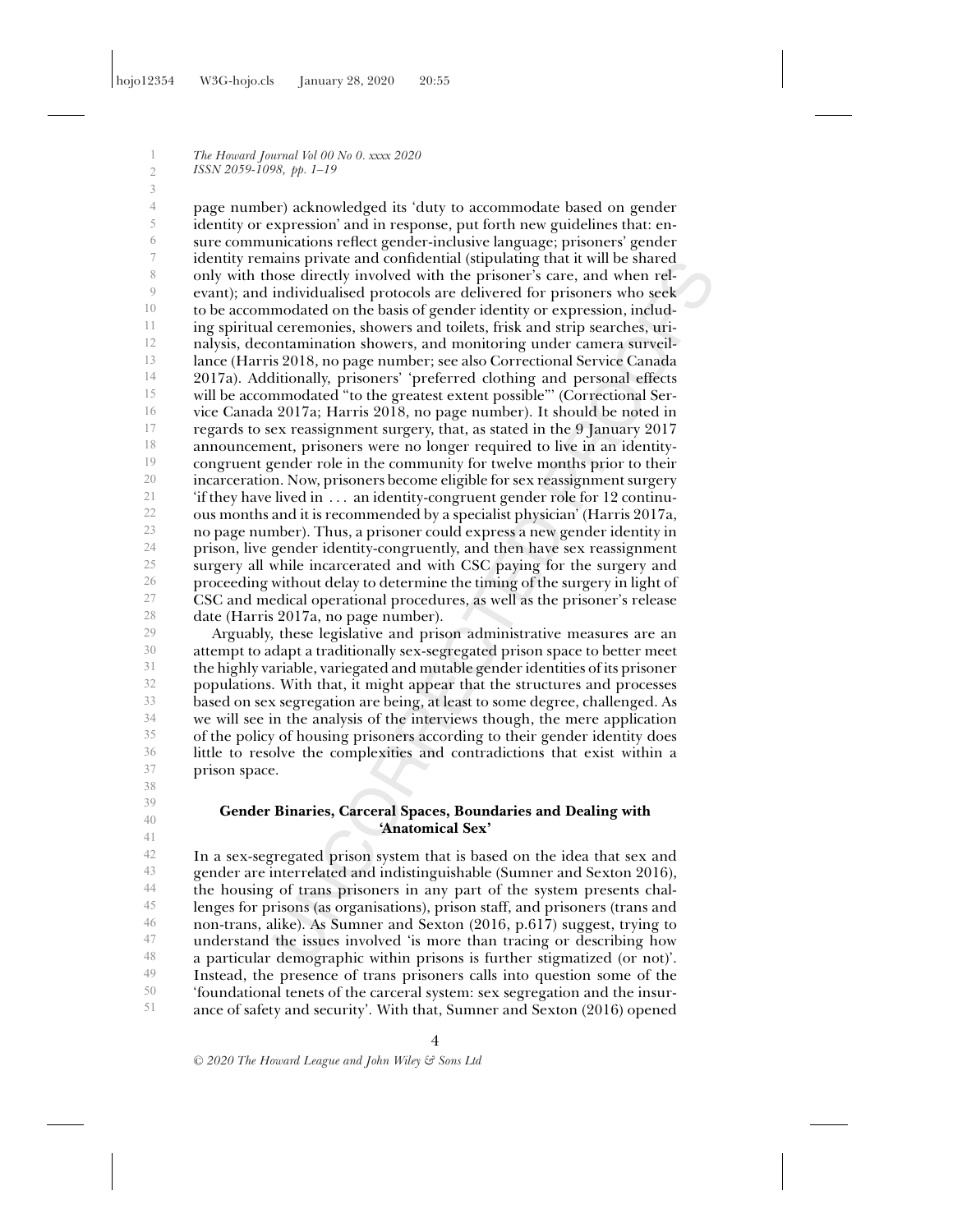page number) acknowledged its 'duty to accommodate based on gender identity or expression' and in response, put forth new guidelines that: ensure communications reflect gender-inclusive language; prisoners' gender identity remains private and confidential (stipulating that it will be shared only with those directly involved with the prisoner's care, and when relevant); and individualised protocols are delivered for prisoners who seek to be accommodated on the basis of gender identity or expression, including spiritual ceremonies, showers and toilets, frisk and strip searches, urinalysis, decontamination showers, and monitoring under camera surveillance (Harris 2018, no page number; see also Correctional Service Canada 2017a). Additionally, prisoners' 'preferred clothing and personal effects will be accommodated "to the greatest extent possible"' (Correctional Service Canada 2017a; Harris 2018, no page number). It should be noted in regards to sex reassignment surgery, that, as stated in the 9 January 2017 announcement, prisoners were no longer required to live in an identity-congruent gender role in the community for twelve months prior to their incarceration. Now, prisoners become eligible for sex reassignment surgery 'if they have lived in ... an identity-congruent gender role for 12 continuous months and it is recommended by a specialist physician' (Harris 2017a, no page number). Thus, a prisoner could express a new gender identity in prison, live gender identity-congruently, and then have sex reassignment surgery all while incarcerated and with CSC paying for the surgery and proceeding without delay to determine the timing of the surgery in light of CSC and medical operational procedures, as well as the prisoner's release date (Harris 2017a, no page number).

Arguably, these legislative and prison administrative measures are an attempt to adapt a traditionally sex-segregated prison space to better meet the highly variable, variegated and mutable gender identities of its prisoner populations. With that, it might appear that the structures and processes based on sex segregation are being, at least to some degree, challenged. As we will see in the analysis of the interviews though, the mere application of the policy of housing prisoners according to their gender identity does little to resolve the complexities and contradictions that exist within a prison space.

## Gender Binaries, Carceral Spaces, Boundaries and Dealing with 'Anatomical Sex'

In a sex-segregated prison system that is based on the idea that sex and gender are interrelated and indistinguishable (Sumner and Sexton 2016), the housing of trans prisoners in any part of the system presents challenges for prisons (as organisations), prison staff, and prisoners (trans and non-trans, alike). As Sumner and Sexton (2016, p.617) suggest, trying to understand the issues involved 'is more than tracing or describing how a particular demographic within prisons is further stigmatized (or not)'. Instead, the presence of trans prisoners calls into question some of the 'foundational tenets of the carceral system: sex segregation and the insurance of safety and security'. With that, Sumner and Sexton (2016) opened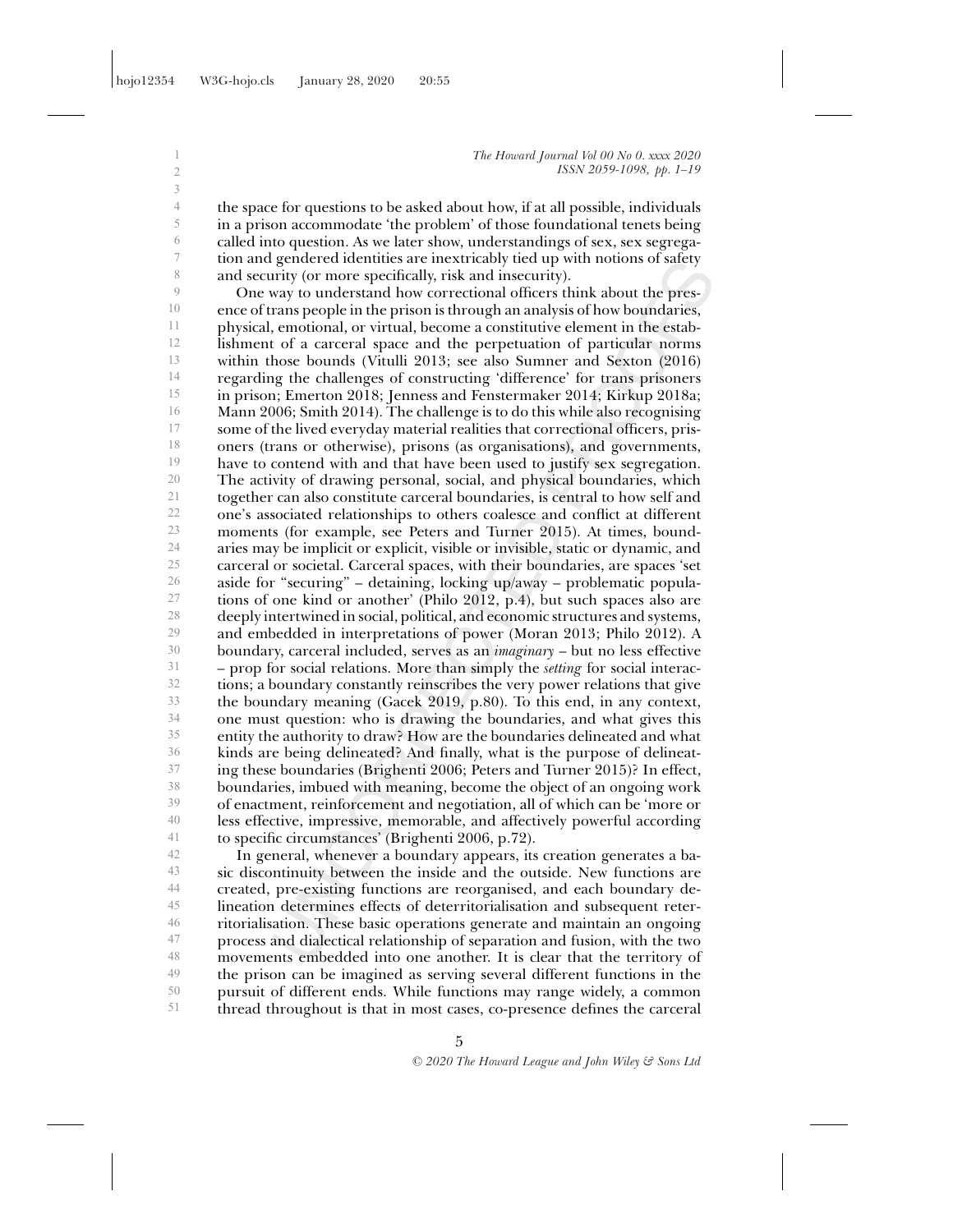the space for questions to be asked about how, if at all possible, individuals in a prison accommodate 'the problem' of those foundational tenets being called into question. As we later show, understandings of sex, sex segregation and gendered identities are inextricably tied up with notions of safety and security (or more specifically, risk and insecurity).

One way to understand how correctional officers think about the presence of trans people in the prison is through an analysis of how boundaries, physical, emotional, or virtual, become a constitutive element in the establishment of a carceral space and the perpetuation of particular norms within those bounds (Vitulli 2013; see also Sumner and Sexton (2016) regarding the challenges of constructing 'difference' for trans prisoners in prison; Emerton 2018; Jenness and Fenstermaker 2014; Kirkup 2018a; Mann 2006; Smith 2014). The challenge is to do this while also recognising some of the lived everyday material realities that correctional officers, prisoners (trans or otherwise), prisons (as organisations), and governments, have to contend with and that have been used to justify sex segregation. The activity of drawing personal, social, and physical boundaries, which together can also constitute carceral boundaries, is central to how self and one's associated relationships to others coalesce and conflict at different moments (for example, see Peters and Turner 2015). At times, boundaries may be implicit or explicit, visible or invisible, static or dynamic, and carceral or societal. Carceral spaces, with their boundaries, are spaces 'set aside for "securing" – detaining, locking up/away – problematic populations of one kind or another' (Philo 2012, p.4), but such spaces also are deeply intertwined in social, political, and economic structures and systems, and embedded in interpretations of power (Moran 2013; Philo 2012). A boundary, carceral included, serves as an *imaginary* – but no less effective – prop for social relations. More than simply the *setting* for social interactions; a boundary constantly reinscribes the very power relations that give the boundary meaning (Gacek 2019, p.80). To this end, in any context, one must question: who is drawing the boundaries, and what gives this entity the authority to draw? How are the boundaries delineated and what kinds are being delineated? And finally, what is the purpose of delineating these boundaries (Brighenti 2006; Peters and Turner 2015)? In effect, boundaries, imbued with meaning, become the object of an ongoing work of enactment, reinforcement and negotiation, all of which can be 'more or less effective, impressive, memorable, and affectively powerful according to specific circumstances' (Brighenti 2006, p.72).

In general, whenever a boundary appears, its creation generates a basic discontinuity between the inside and the outside. New functions are created, pre-existing functions are reorganised, and each boundary delineation determines effects of deterritorialisation and subsequent reterritorialisation. These basic operations generate and maintain an ongoing process and dialectical relationship of separation and fusion, with the two movements embedded into one another. It is clear that the territory of the prison can be imagined as serving several different functions in the pursuit of different ends. While functions may range widely, a common thread throughout is that in most cases, co-presence defines the carceral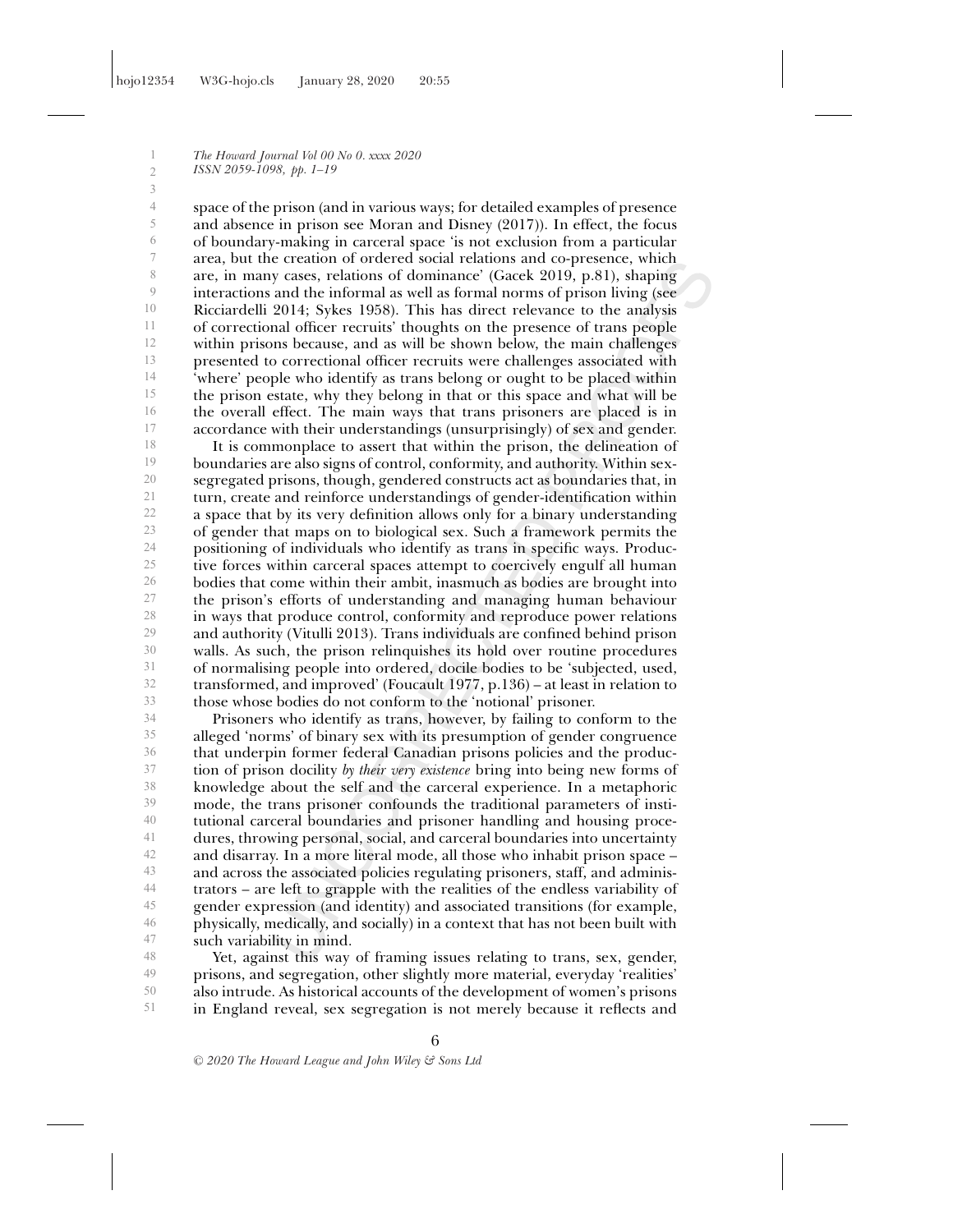space of the prison (and in various ways; for detailed examples of presence and absence in prison see Moran and Disney (2017)). In effect, the focus of boundary-making in carceral space 'is not exclusion from a particular area, but the creation of ordered social relations and co-presence, which are, in many cases, relations of dominance' (Gacek 2019, p.81), shaping interactions and the informal as well as formal norms of prison living (see Ricciardelli 2014; Sykes 1958). This has direct relevance to the analysis of correctional officer recruits' thoughts on the presence of trans people within prisons because, and as will be shown below, the main challenges presented to correctional officer recruits were challenges associated with 'where' people who identify as trans belong or ought to be placed within the prison estate, why they belong in that or this space and what will be the overall effect. The main ways that trans prisoners are placed is in accordance with their understandings (unsurprisingly) of sex and gender.

It is commonplace to assert that within the prison, the delineation of boundaries are also signs of control, conformity, and authority. Within sex-segregated prisons, though, gendered constructs act as boundaries that, in turn, create and reinforce understandings of gender-identification within a space that by its very definition allows only for a binary understanding of gender that maps on to biological sex. Such a framework permits the positioning of individuals who identify as trans in specific ways. Productive forces within carceral spaces attempt to coercively engulf all human bodies that come within their ambit, inasmuch as bodies are brought into the prison's efforts of understanding and managing human behaviour in ways that produce control, conformity and reproduce power relations and authority (Vitulli 2013). Trans individuals are confined behind prison walls. As such, the prison relinquishes its hold over routine procedures of normalising people into ordered, docile bodies to be 'subjected, used, transformed, and improved' (Foucault 1977, p.136) – at least in relation to those whose bodies do not conform to the 'notional' prisoner.

Prisoners who identify as trans, however, by failing to conform to the alleged 'norms' of binary sex with its presumption of gender congruence that underpin former federal Canadian prisons policies and the production of prison docility *by their very existence* bring into being new forms of knowledge about the self and the carceral experience. In a metaphoric mode, the trans prisoner confounds the traditional parameters of institutional carceral boundaries and prisoner handling and housing procedures, throwing personal, social, and carceral boundaries into uncertainty and disarray. In a more literal mode, all those who inhabit prison space – and across the associated policies regulating prisoners, staff, and administrators – are left to grapple with the realities of the endless variability of gender expression (and identity) and associated transitions (for example, physically, medically, and socially) in a context that has not been built with such variability in mind.

Yet, against this way of framing issues relating to trans, sex, gender, prisons, and segregation, other slightly more material, everyday 'realities' also intrude. As historical accounts of the development of women's prisons in England reveal, sex segregation is not merely because it reflects and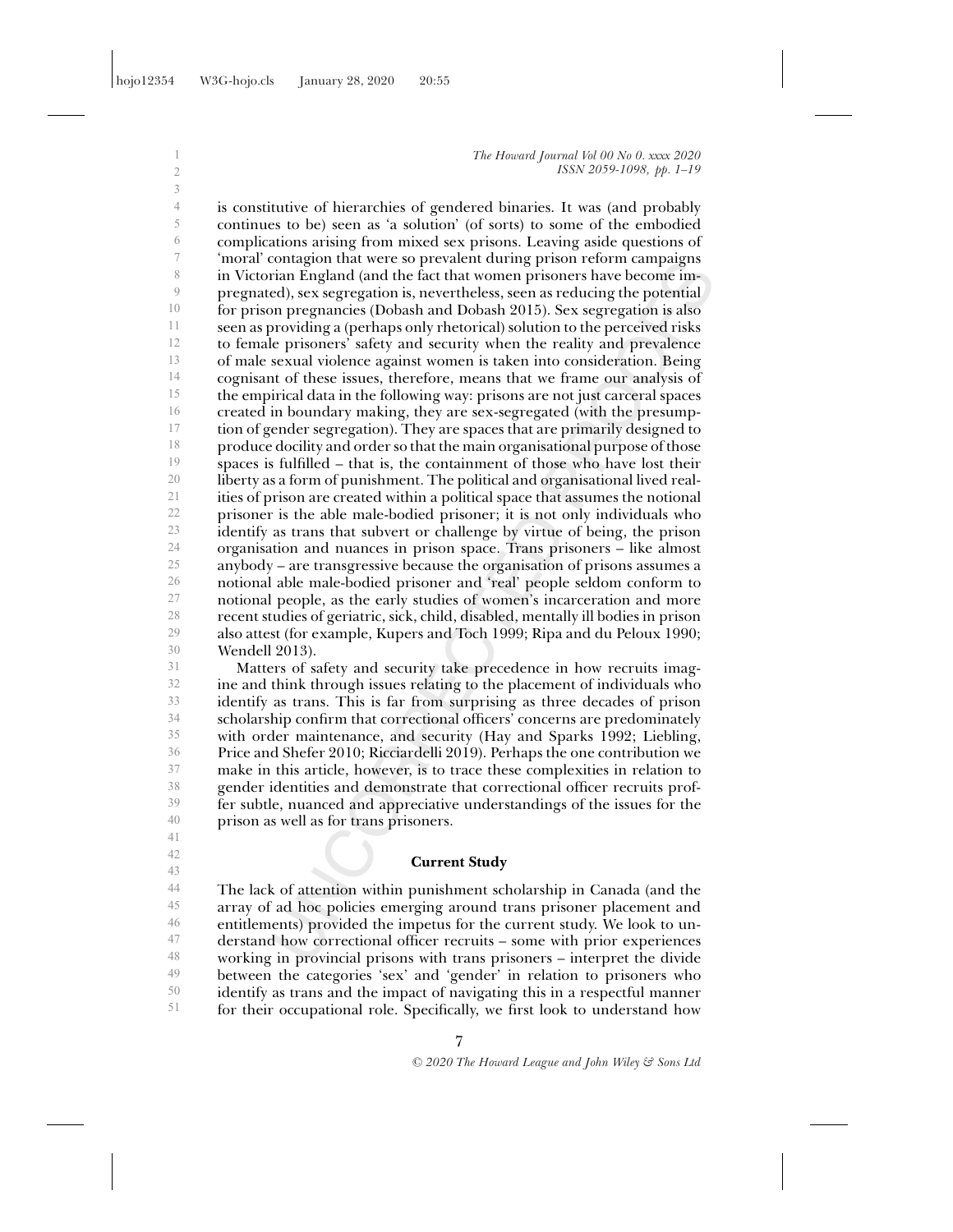is constitutive of hierarchies of gendered binaries. It was (and probably continues to be) seen as 'a solution' (of sorts) to some of the embodied complications arising from mixed sex prisons. Leaving aside questions of 'moral' contagion that were so prevalent during prison reform campaigns in Victorian England (and the fact that women prisoners have become impregnated), sex segregation is, nevertheless, seen as reducing the potential for prison pregnancies (Dobash and Dobash 2015). Sex segregation is also seen as providing a (perhaps only rhetorical) solution to the perceived risks to female prisoners' safety and security when the reality and prevalence of male sexual violence against women is taken into consideration. Being cognisant of these issues, therefore, means that we frame our analysis of the empirical data in the following way: prisons are not just carceral spaces created in boundary making, they are sex-segregated (with the presumption of gender segregation). They are spaces that are primarily designed to produce docility and order so that the main organisational purpose of those spaces is fulfilled – that is, the containment of those who have lost their liberty as a form of punishment. The political and organisational lived realities of prison are created within a political space that assumes the notional prisoner is the able male-bodied prisoner; it is not only individuals who identify as trans that subvert or challenge by virtue of being, the prison organisation and nuances in prison space. Trans prisoners – like almost anybody – are transgressive because the organisation of prisons assumes a notional able male-bodied prisoner and 'real' people seldom conform to notional people, as the early studies of women's incarceration and more recent studies of geriatric, sick, child, disabled, mentally ill bodies in prison also attest (for example, Kupers and Toch 1999; Ripa and du Peloux 1990; Wendell 2013).

Matters of safety and security take precedence in how recruits imagine and think through issues relating to the placement of individuals who identify as trans. This is far from surprising as three decades of prison scholarship confirm that correctional officers' concerns are predominately with order maintenance, and security (Hay and Sparks 1992; Liebling, Price and Shefer 2010; Ricciardelli 2019). Perhaps the one contribution we make in this article, however, is to trace these complexities in relation to gender identities and demonstrate that correctional officer recruits proffer subtle, nuanced and appreciative understandings of the issues for the prison as well as for trans prisoners.

## Current Study

The lack of attention within punishment scholarship in Canada (and the array of ad hoc policies emerging around trans prisoner placement and entitlements) provided the impetus for the current study. We look to understand how correctional officer recruits – some with prior experiences working in provincial prisons with trans prisoners – interpret the divide between the categories 'sex' and 'gender' in relation to prisoners who identify as trans and the impact of navigating this in a respectful manner for their occupational role. Specifically, we first look to understand how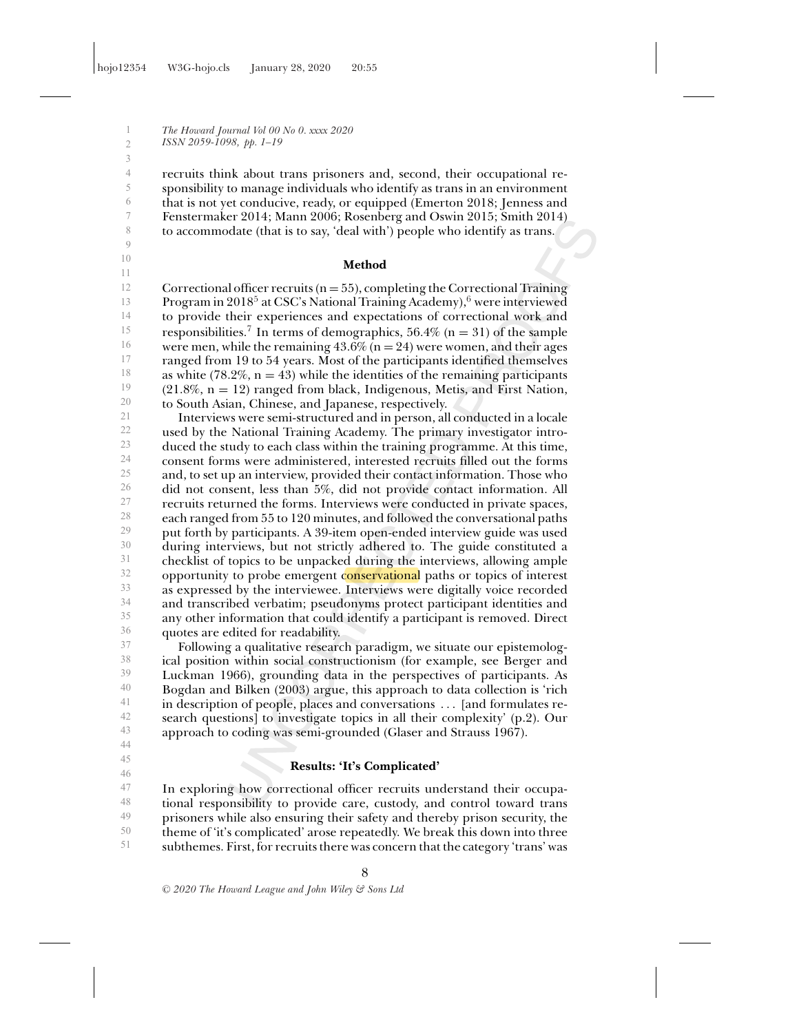recruits think about trans prisoners and, second, their occupational responsibility to manage individuals who identify as trans in an environment that is not yet conducive, ready, or equipped (Emerton 2018; Jenness and Fenstermaker 2014; Mann 2006; Rosenberg and Oswin 2015; Smith 2014) to accommodate (that is to say, 'deal with') people who identify as trans.

## Method

Correctional officer recruits (n = 55), completing the Correctional Training Program in 2018[5] at CSC's National Training Academy),[6] were interviewed to provide their experiences and expectations of correctional work and responsibilities.[7] In terms of demographics, 56.4% (n = 31) of the sample were men, while the remaining 43.6% (n = 24) were women, and their ages ranged from 19 to 54 years. Most of the participants identified themselves as white (78.2%, n = 43) while the identities of the remaining participants (21.8%, n = 12) ranged from black, Indigenous, Metis, and First Nation, to South Asian, Chinese, and Japanese, respectively.

Interviews were semi-structured and in person, all conducted in a locale used by the National Training Academy. The primary investigator introduced the study to each class within the training programme. At this time, consent forms were administered, interested recruits filled out the forms and, to set up an interview, provided their contact information. Those who did not consent, less than 5%, did not provide contact information. All recruits returned the forms. Interviews were conducted in private spaces, each ranged from 55 to 120 minutes, and followed the conversational paths put forth by participants. A 39-item open-ended interview guide was used during interviews, but not strictly adhered to. The guide constituted a checklist of topics to be unpacked during the interviews, allowing ample opportunity to probe emergent conservational paths or topics of interest as expressed by the interviewee. Interviews were digitally voice recorded and transcribed verbatim; pseudonyms protect participant identities and any other information that could identify a participant is removed. Direct quotes are edited for readability.

Following a qualitative research paradigm, we situate our epistemological position within social constructionism (for example, see Berger and Luckman 1966), grounding data in the perspectives of participants. As Bogdan and Bilken (2003) argue, this approach to data collection is 'rich in description of people, places and conversations ... [and formulates research questions] to investigate topics in all their complexity' (p.2). Our approach to coding was semi-grounded (Glaser and Strauss 1967).

## Results: 'It's Complicated'

In exploring how correctional officer recruits understand their occupational responsibility to provide care, custody, and control toward trans prisoners while also ensuring their safety and thereby prison security, the theme of 'it's complicated' arose repeatedly. We break this down into three subthemes. First, for recruits there was concern that the category 'trans' was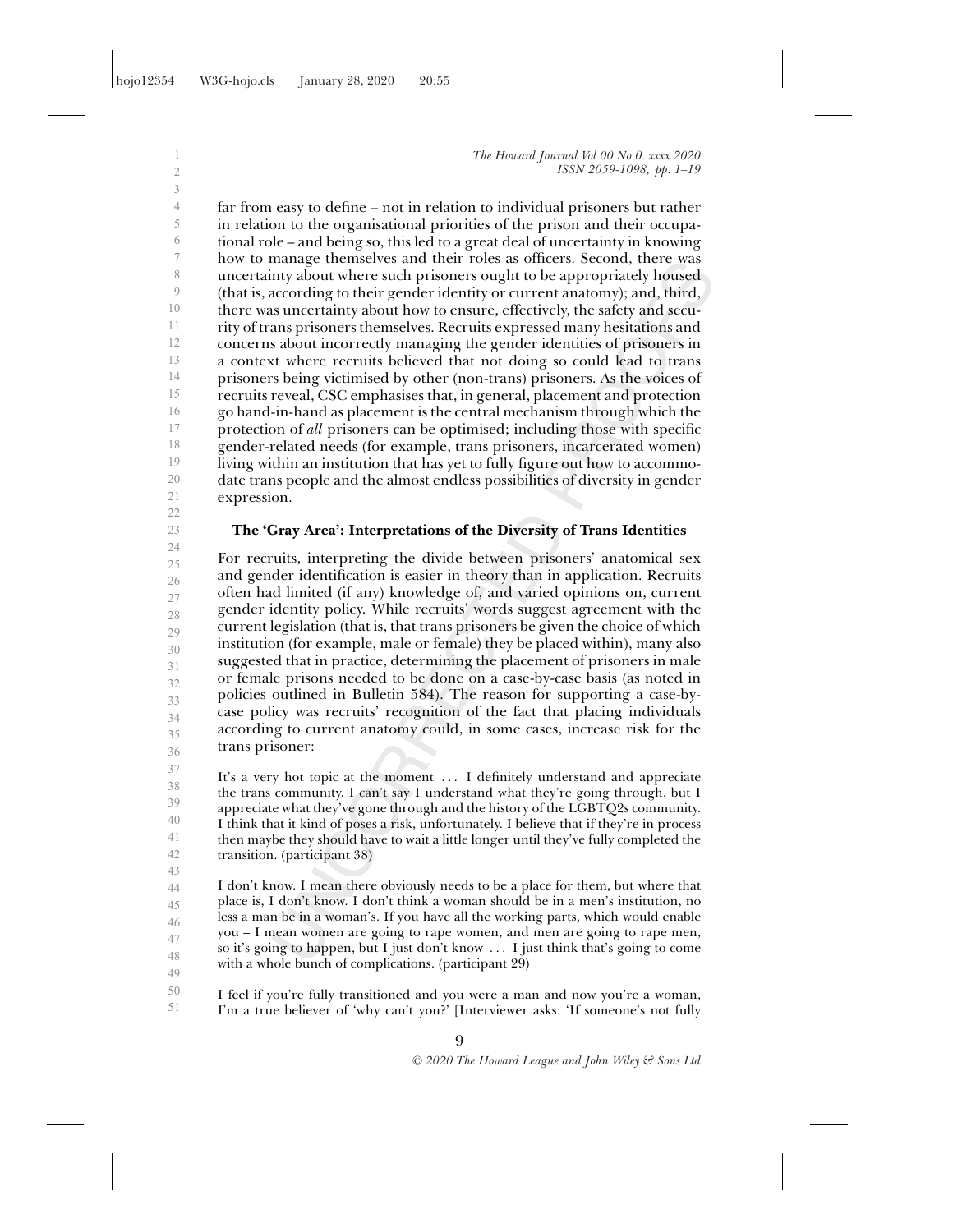far from easy to define – not in relation to individual prisoners but rather in relation to the organisational priorities of the prison and their occupational role – and being so, this led to a great deal of uncertainty in knowing how to manage themselves and their roles as officers. Second, there was uncertainty about where such prisoners ought to be appropriately housed (that is, according to their gender identity or current anatomy); and, third, there was uncertainty about how to ensure, effectively, the safety and security of trans prisoners themselves. Recruits expressed many hesitations and concerns about incorrectly managing the gender identities of prisoners in a context where recruits believed that not doing so could lead to trans prisoners being victimised by other (non-trans) prisoners. As the voices of recruits reveal, CSC emphasises that, in general, placement and protection go hand-in-hand as placement is the central mechanism through which the protection of *all* prisoners can be optimised; including those with specific gender-related needs (for example, trans prisoners, incarcerated women) living within an institution that has yet to fully figure out how to accommodate trans people and the almost endless possibilities of diversity in gender expression.

## The 'Gray Area': Interpretations of the Diversity of Trans Identities

For recruits, interpreting the divide between prisoners' anatomical sex and gender identification is easier in theory than in application. Recruits often had limited (if any) knowledge of, and varied opinions on, current gender identity policy. While recruits' words suggest agreement with the current legislation (that is, that trans prisoners be given the choice of which institution (for example, male or female) they be placed within), many also suggested that in practice, determining the placement of prisoners in male or female prisons needed to be done on a case-by-case basis (as noted in policies outlined in Bulletin 584). The reason for supporting a case-by-case policy was recruits' recognition of the fact that placing individuals according to current anatomy could, in some cases, increase risk for the trans prisoner:

> It's a very hot topic at the moment ... I definitely understand and appreciate the trans community, I can't say I understand what they're going through, but I appreciate what they've gone through and the history of the LGBTQ2s community. I think that it kind of poses a risk, unfortunately. I believe that if they're in process then maybe they should have to wait a little longer until they've fully completed the transition. (participant 38)

> I don't know. I mean there obviously needs to be a place for them, but where that place is, I don't know. I don't think a woman should be in a men's institution, no less a man be in a woman's. If you have all the working parts, which would enable you – I mean women are going to rape women, and men are going to rape men, so it's going to happen, but I just don't know ... I just think that's going to come with a whole bunch of complications. (participant 29)

> I feel if you're fully transitioned and you were a man and now you're a woman, I'm a true believer of 'why can't you?' [Interviewer asks: 'If someone's not fully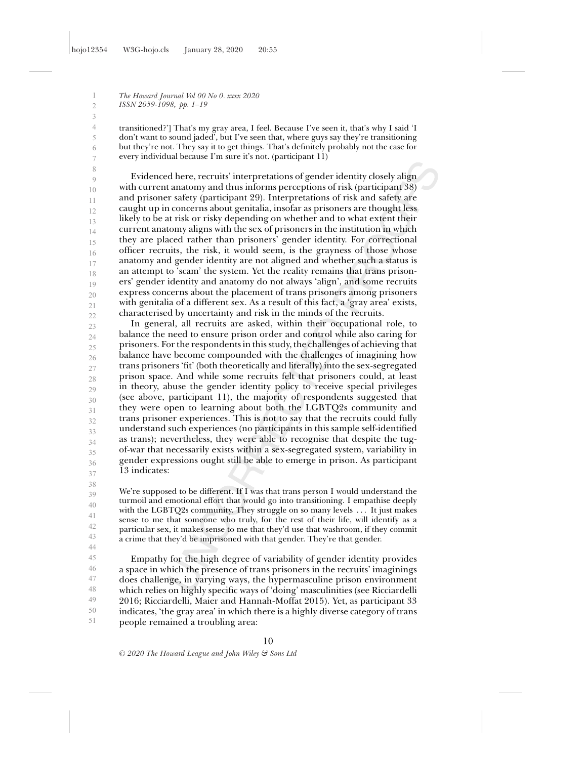transitioned?'] That's my gray area, I feel. Because I've seen it, that's why I said 'I don't want to sound jaded', but I've seen that, where guys say they're transitioning but they're not. They say it to get things. That's definitely probably not the case for every individual because I'm sure it's not. (participant 11)

Evidenced here, recruits' interpretations of gender identity closely align with current anatomy and thus informs perceptions of risk (participant 38) and prisoner safety (participant 29). Interpretations of risk and safety are caught up in concerns about genitalia, insofar as prisoners are thought less likely to be at risk or risky depending on whether and to what extent their current anatomy aligns with the sex of prisoners in the institution in which they are placed rather than prisoners' gender identity. For correctional officer recruits, the risk, it would seem, is the grayness of those whose anatomy and gender identity are not aligned and whether such a status is an attempt to 'scam' the system. Yet the reality remains that trans prisoners' gender identity and anatomy do not always 'align', and some recruits express concerns about the placement of trans prisoners among prisoners with genitalia of a different sex. As a result of this fact, a 'gray area' exists, characterised by uncertainty and risk in the minds of the recruits.

In general, all recruits are asked, within their occupational role, to balance the need to ensure prison order and control while also caring for prisoners. For the respondents in this study, the challenges of achieving that balance have become compounded with the challenges of imagining how trans prisoners 'fit' (both theoretically and literally) into the sex-segregated prison space. And while some recruits felt that prisoners could, at least in theory, abuse the gender identity policy to receive special privileges (see above, participant 11), the majority of respondents suggested that they were open to learning about both the LGBTQ2s community and trans prisoner experiences. This is not to say that the recruits could fully understand such experiences (no participants in this sample self-identified as trans); nevertheless, they were able to recognise that despite the tug-of-war that necessarily exists within a sex-segregated system, variability in gender expressions ought still be able to emerge in prison. As participant 13 indicates:

> We're supposed to be different. If I was that trans person I would understand the turmoil and emotional effort that would go into transitioning. I empathise deeply with the LGBTQ2s community. They struggle on so many levels … It just makes sense to me that someone who truly, for the rest of their life, will identify as a particular sex, it makes sense to me that they'd use that washroom, if they commit a crime that they'd be imprisoned with that gender. They're that gender.

Empathy for the high degree of variability of gender identity provides a space in which the presence of trans prisoners in the recruits' imaginings does challenge, in varying ways, the hypermasculine prison environment which relies on highly specific ways of 'doing' masculinities (see Ricciardelli 2016; Ricciardelli, Maier and Hannah-Moffat 2015). Yet, as participant 33 indicates, 'the gray area' in which there is a highly diverse category of trans people remained a troubling area: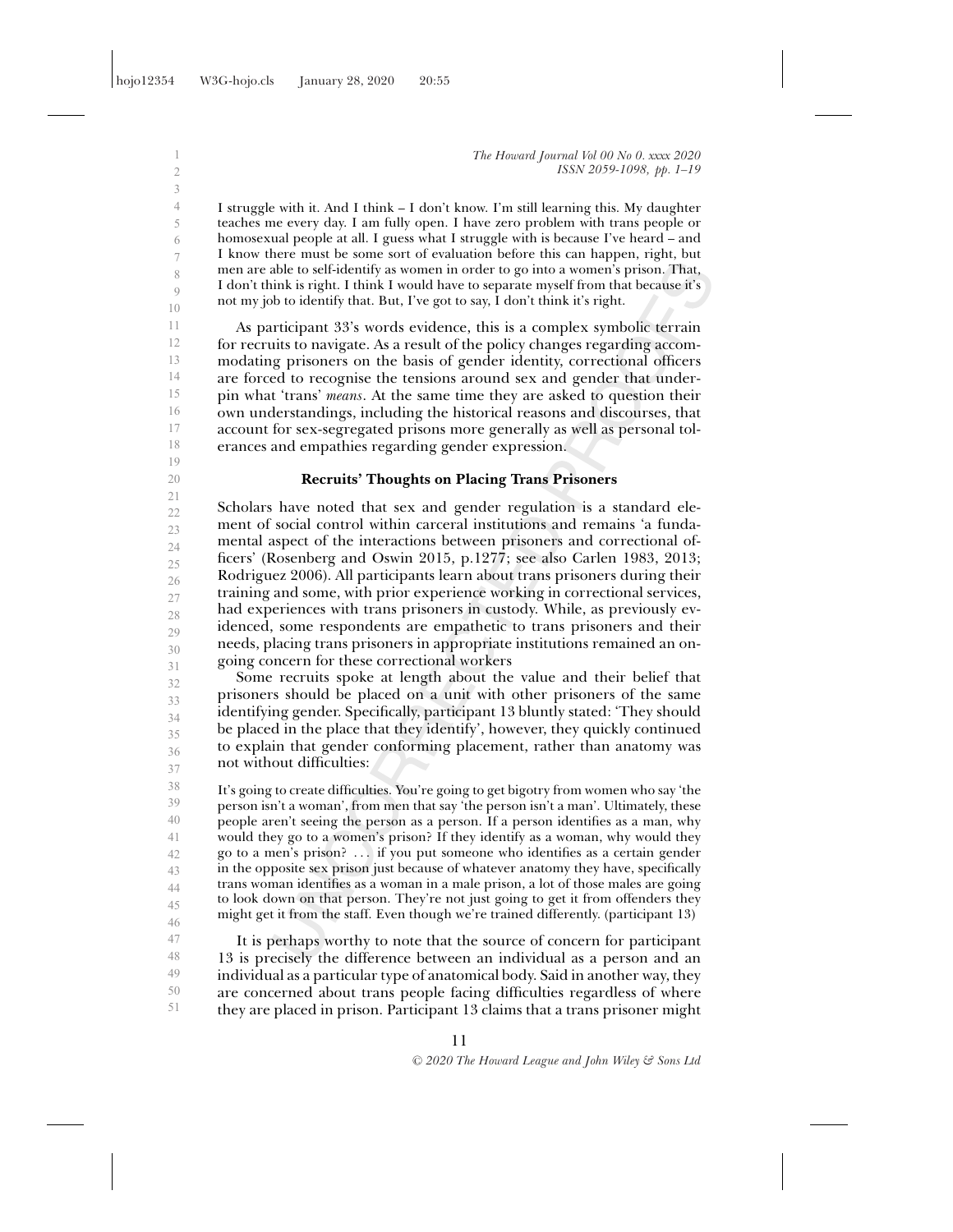I struggle with it. And I think – I don't know. I'm still learning this. My daughter teaches me every day. I am fully open. I have zero problem with trans people or homosexual people at all. I guess what I struggle with is because I've heard – and I know there must be some sort of evaluation before this can happen, right, but men are able to self-identify as women in order to go into a women's prison. That, I don't think is right. I think I would have to separate myself from that because it's not my job to identify that. But, I've got to say, I don't think it's right.

As participant 33's words evidence, this is a complex symbolic terrain for recruits to navigate. As a result of the policy changes regarding accommodating prisoners on the basis of gender identity, correctional officers are forced to recognise the tensions around sex and gender that underpin what 'trans' *means*. At the same time they are asked to question their own understandings, including the historical reasons and discourses, that account for sex-segregated prisons more generally as well as personal tolerances and empathies regarding gender expression.

## Recruits' Thoughts on Placing Trans Prisoners

Scholars have noted that sex and gender regulation is a standard element of social control within carceral institutions and remains 'a fundamental aspect of the interactions between prisoners and correctional officers' (Rosenberg and Oswin 2015, p.1277; see also Carlen 1983, 2013; Rodriguez 2006). All participants learn about trans prisoners during their training and some, with prior experience working in correctional services, had experiences with trans prisoners in custody. While, as previously evidenced, some respondents are empathetic to trans prisoners and their needs, placing trans prisoners in appropriate institutions remained an ongoing concern for these correctional workers

Some recruits spoke at length about the value and their belief that prisoners should be placed on a unit with other prisoners of the same identifying gender. Specifically, participant 13 bluntly stated: 'They should be placed in the place that they identify', however, they quickly continued to explain that gender conforming placement, rather than anatomy was not without difficulties:

It's going to create difficulties. You're going to get bigotry from women who say 'the person isn't a woman', from men that say 'the person isn't a man'. Ultimately, these people aren't seeing the person as a person. If a person identifies as a man, why would they go to a women's prison? If they identify as a woman, why would they go to a men's prison? … if you put someone who identifies as a certain gender in the opposite sex prison just because of whatever anatomy they have, specifically trans woman identifies as a woman in a male prison, a lot of those males are going to look down on that person. They're not just going to get it from offenders they might get it from the staff. Even though we're trained differently. (participant 13)

It is perhaps worthy to note that the source of concern for participant 13 is precisely the difference between an individual as a person and an individual as a particular type of anatomical body. Said in another way, they are concerned about trans people facing difficulties regardless of where they are placed in prison. Participant 13 claims that a trans prisoner might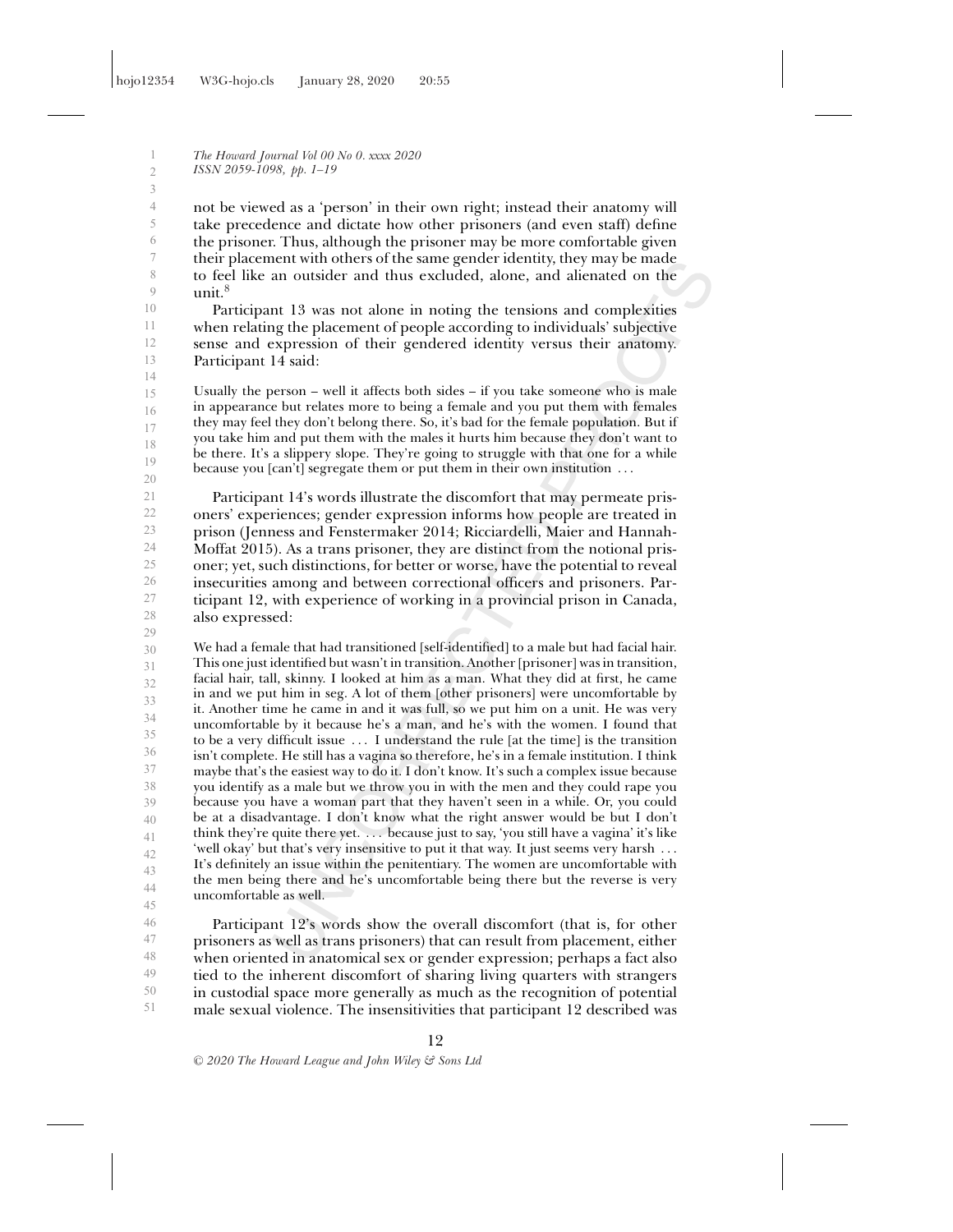not be viewed as a 'person' in their own right; instead their anatomy will take precedence and dictate how other prisoners (and even staff) define the prisoner. Thus, although the prisoner may be more comfortable given their placement with others of the same gender identity, they may be made to feel like an outsider and thus excluded, alone, and alienated on the unit.[8]

Participant 13 was not alone in noting the tensions and complexities when relating the placement of people according to individuals' subjective sense and expression of their gendered identity versus their anatomy. Participant 14 said:

> Usually the person – well it affects both sides – if you take someone who is male in appearance but relates more to being a female and you put them with females they may feel they don't belong there. So, it's bad for the female population. But if you take him and put them with the males it hurts him because they don't want to be there. It's a slippery slope. They're going to struggle with that one for a while because you [can't] segregate them or put them in their own institution ...

Participant 14's words illustrate the discomfort that may permeate prisoners' experiences; gender expression informs how people are treated in prison (Jenness and Fenstermaker 2014; Ricciardelli, Maier and Hannah-Moffat 2015). As a trans prisoner, they are distinct from the notional prisoner; yet, such distinctions, for better or worse, have the potential to reveal insecurities among and between correctional officers and prisoners. Participant 12, with experience of working in a provincial prison in Canada, also expressed:

> We had a female that had transitioned [self-identified] to a male but had facial hair. This one just identified but wasn't in transition. Another [prisoner] was in transition, facial hair, tall, skinny. I looked at him as a man. What they did at first, he came in and we put him in seg. A lot of them [other prisoners] were uncomfortable by it. Another time he came in and it was full, so we put him on a unit. He was very uncomfortable by it because he's a man, and he's with the women. I found that to be a very difficult issue ... I understand the rule [at the time] is the transition isn't complete. He still has a vagina so therefore, he's in a female institution. I think maybe that's the easiest way to do it. I don't know. It's such a complex issue because you identify as a male but we throw you in with the men and they could rape you because you have a woman part that they haven't seen in a while. Or, you could be at a disadvantage. I don't know what the right answer would be but I don't think they're quite there yet. ... because just to say, 'you still have a vagina' it's like 'well okay' but that's very insensitive to put it that way. It just seems very harsh ... It's definitely an issue within the penitentiary. The women are uncomfortable with the men being there and he's uncomfortable being there but the reverse is very uncomfortable as well.

Participant 12's words show the overall discomfort (that is, for other prisoners as well as trans prisoners) that can result from placement, either when oriented in anatomical sex or gender expression; perhaps a fact also tied to the inherent discomfort of sharing living quarters with strangers in custodial space more generally as much as the recognition of potential male sexual violence. The insensitivities that participant 12 described was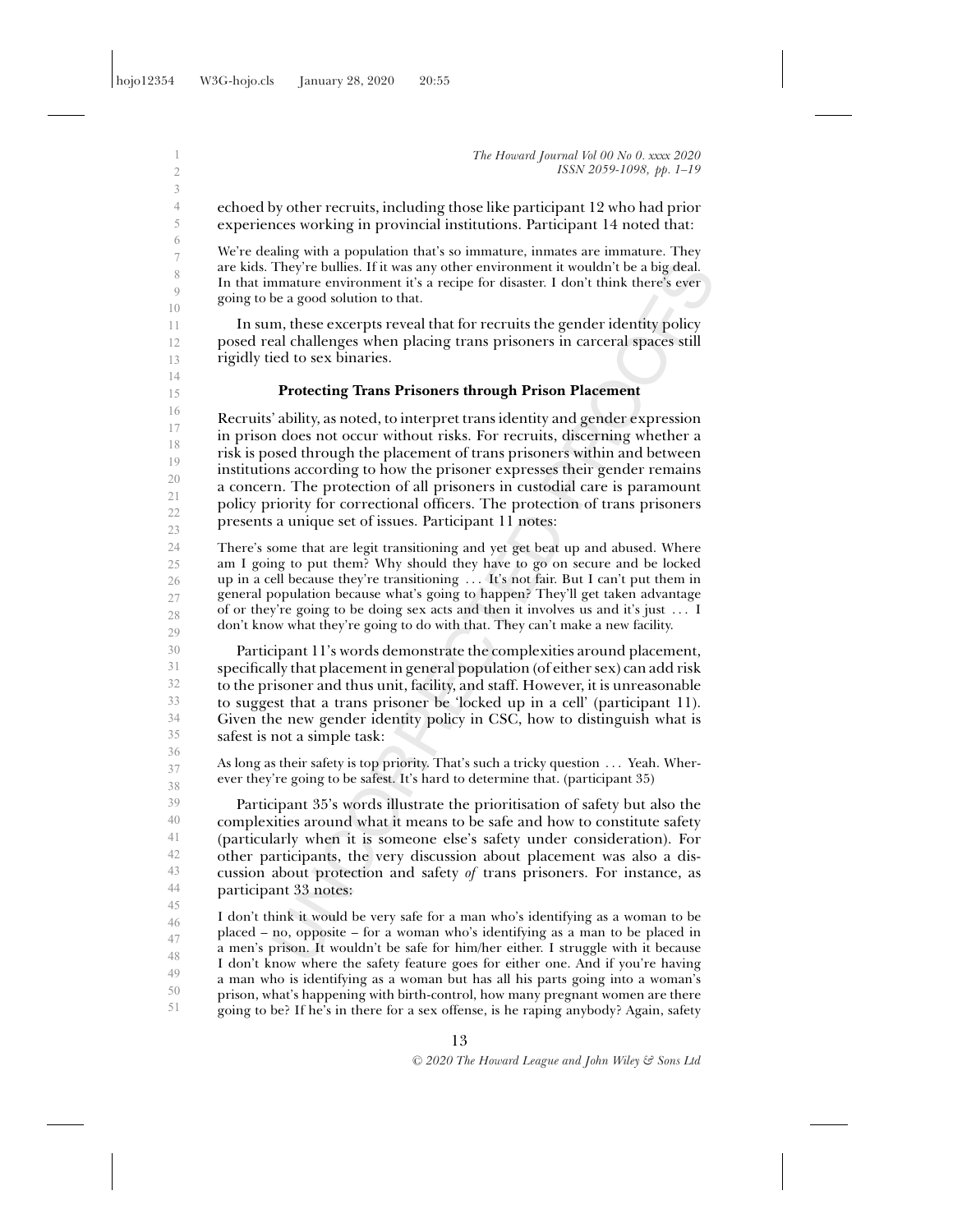echoed by other recruits, including those like participant 12 who had prior experiences working in provincial institutions. Participant 14 noted that:

> We're dealing with a population that's so immature, inmates are immature. They are kids. They're bullies. If it was any other environment it wouldn't be a big deal. In that immature environment it's a recipe for disaster. I don't think there's ever going to be a good solution to that.

In sum, these excerpts reveal that for recruits the gender identity policy posed real challenges when placing trans prisoners in carceral spaces still rigidly tied to sex binaries.

### Protecting Trans Prisoners through Prison Placement

Recruits' ability, as noted, to interpret trans identity and gender expression in prison does not occur without risks. For recruits, discerning whether a risk is posed through the placement of trans prisoners within and between institutions according to how the prisoner expresses their gender remains a concern. The protection of all prisoners in custodial care is paramount policy priority for correctional officers. The protection of trans prisoners presents a unique set of issues. Participant 11 notes:

> There's some that are legit transitioning and yet get beat up and abused. Where am I going to put them? Why should they have to go on secure and be locked up in a cell because they're transitioning ... It's not fair. But I can't put them in general population because what's going to happen? They'll get taken advantage of or they're going to be doing sex acts and then it involves us and it's just ... I don't know what they're going to do with that. They can't make a new facility.

Participant 11's words demonstrate the complexities around placement, specifically that placement in general population (of either sex) can add risk to the prisoner and thus unit, facility, and staff. However, it is unreasonable to suggest that a trans prisoner be 'locked up in a cell' (participant 11). Given the new gender identity policy in CSC, how to distinguish what is safest is not a simple task:

> As long as their safety is top priority. That's such a tricky question ... Yeah. Wherever they're going to be safest. It's hard to determine that. (participant 35)

Participant 35's words illustrate the prioritisation of safety but also the complexities around what it means to be safe and how to constitute safety (particularly when it is someone else's safety under consideration). For other participants, the very discussion about placement was also a discussion about protection and safety *of* trans prisoners. For instance, as participant 33 notes:

> I don't think it would be very safe for a man who's identifying as a woman to be placed – no, opposite – for a woman who's identifying as a man to be placed in a men's prison. It wouldn't be safe for him/her either. I struggle with it because I don't know where the safety feature goes for either one. And if you're having a man who is identifying as a woman but has all his parts going into a woman's prison, what's happening with birth-control, how many pregnant women are there going to be? If he's in there for a sex offense, is he raping anybody? Again, safety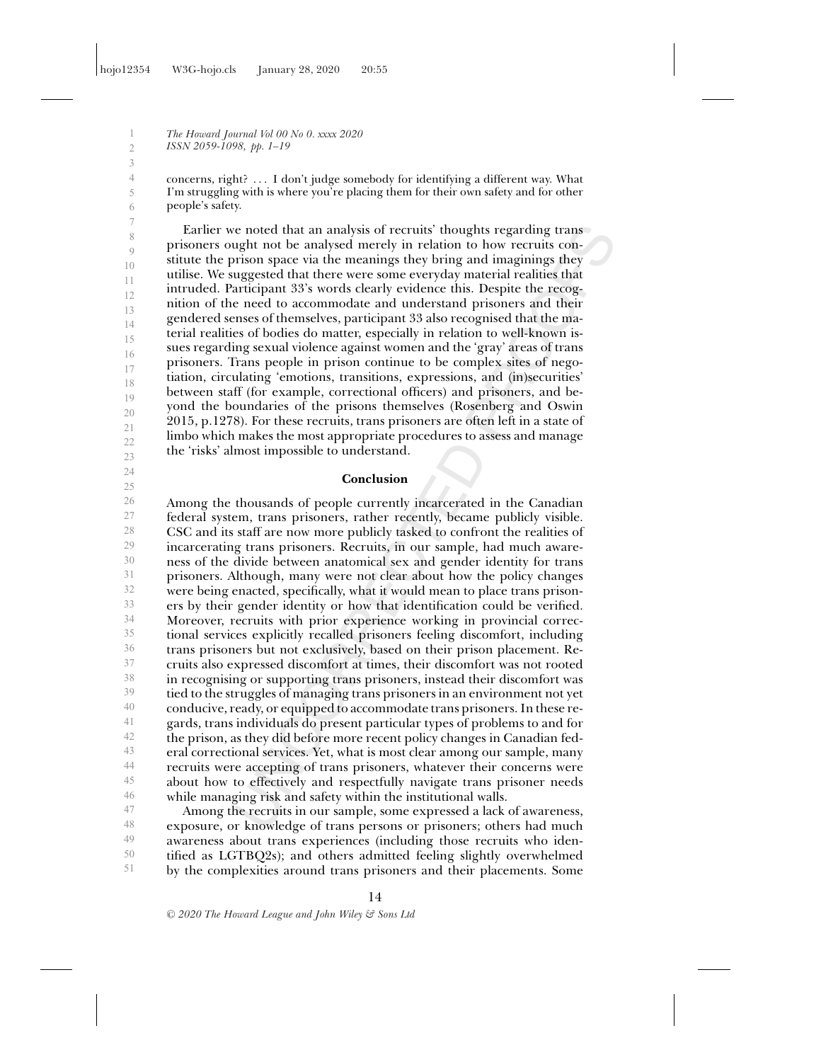concerns, right? ... I don't judge somebody for identifying a different way. What I'm struggling with is where you're placing them for their own safety and for other people's safety.

Earlier we noted that an analysis of recruits' thoughts regarding trans prisoners ought not be analysed merely in relation to how recruits constitute the prison space via the meanings they bring and imaginings they utilise. We suggested that there were some everyday material realities that intruded. Participant 33's words clearly evidence this. Despite the recognition of the need to accommodate and understand prisoners and their gendered senses of themselves, participant 33 also recognised that the material realities of bodies do matter, especially in relation to well-known issues regarding sexual violence against women and the 'gray' areas of trans prisoners. Trans people in prison continue to be complex sites of negotiation, circulating 'emotions, transitions, expressions, and (in)securities' between staff (for example, correctional officers) and prisoners, and beyond the boundaries of the prisons themselves (Rosenberg and Oswin 2015, p.1278). For these recruits, trans prisoners are often left in a state of limbo which makes the most appropriate procedures to assess and manage the 'risks' almost impossible to understand.

## Conclusion

Among the thousands of people currently incarcerated in the Canadian federal system, trans prisoners, rather recently, became publicly visible. CSC and its staff are now more publicly tasked to confront the realities of incarcerating trans prisoners. Recruits, in our sample, had much awareness of the divide between anatomical sex and gender identity for trans prisoners. Although, many were not clear about how the policy changes were being enacted, specifically, what it would mean to place trans prisoners by their gender identity or how that identification could be verified. Moreover, recruits with prior experience working in provincial correctional services explicitly recalled prisoners feeling discomfort, including trans prisoners but not exclusively, based on their prison placement. Recruits also expressed discomfort at times, their discomfort was not rooted in recognising or supporting trans prisoners, instead their discomfort was tied to the struggles of managing trans prisoners in an environment not yet conducive, ready, or equipped to accommodate trans prisoners. In these regards, trans individuals do present particular types of problems to and for the prison, as they did before more recent policy changes in Canadian federal correctional services. Yet, what is most clear among our sample, many recruits were accepting of trans prisoners, whatever their concerns were about how to effectively and respectfully navigate trans prisoner needs while managing risk and safety within the institutional walls.

Among the recruits in our sample, some expressed a lack of awareness, exposure, or knowledge of trans persons or prisoners; others had much awareness about trans experiences (including those recruits who identified as LGTBQ2s); and others admitted feeling slightly overwhelmed by the complexities around trans prisoners and their placements. Some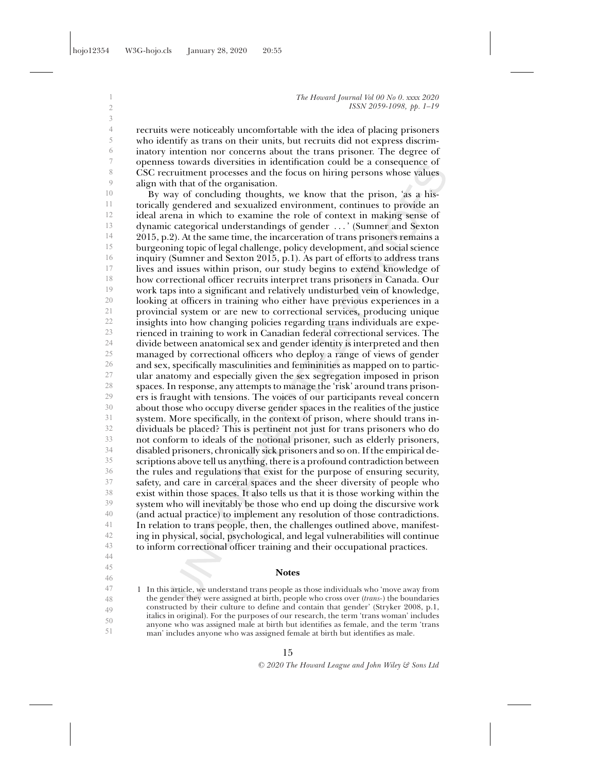recruits were noticeably uncomfortable with the idea of placing prisoners who identify as trans on their units, but recruits did not express discriminatory intention nor concerns about the trans prisoner. The degree of openness towards diversities in identification could be a consequence of CSC recruitment processes and the focus on hiring persons whose values align with that of the organisation.

By way of concluding thoughts, we know that the prison, 'as a historically gendered and sexualized environment, continues to provide an ideal arena in which to examine the role of context in making sense of dynamic categorical understandings of gender . . . ' (Sumner and Sexton 2015, p.2). At the same time, the incarceration of trans prisoners remains a burgeoning topic of legal challenge, policy development, and social science inquiry (Sumner and Sexton 2015, p.1). As part of efforts to address trans lives and issues within prison, our study begins to extend knowledge of how correctional officer recruits interpret trans prisoners in Canada. Our work taps into a significant and relatively undisturbed vein of knowledge, looking at officers in training who either have previous experiences in a provincial system or are new to correctional services, producing unique insights into how changing policies regarding trans individuals are experienced in training to work in Canadian federal correctional services. The divide between anatomical sex and gender identity is interpreted and then managed by correctional officers who deploy a range of views of gender and sex, specifically masculinities and femininities as mapped on to particular anatomy and especially given the sex segregation imposed in prison spaces. In response, any attempts to manage the 'risk' around trans prisoners is fraught with tensions. The voices of our participants reveal concern about those who occupy diverse gender spaces in the realities of the justice system. More specifically, in the context of prison, where should trans individuals be placed? This is pertinent not just for trans prisoners who do not conform to ideals of the notional prisoner, such as elderly prisoners, disabled prisoners, chronically sick prisoners and so on. If the empirical descriptions above tell us anything, there is a profound contradiction between the rules and regulations that exist for the purpose of ensuring security, safety, and care in carceral spaces and the sheer diversity of people who exist within those spaces. It also tells us that it is those working within the system who will inevitably be those who end up doing the discursive work (and actual practice) to implement any resolution of those contradictions. In relation to trans people, then, the challenges outlined above, manifesting in physical, social, psychological, and legal vulnerabilities will continue to inform correctional officer training and their occupational practices.

## Notes

1 In this article, we understand trans people as those individuals who 'move away from the gender they were assigned at birth, people who cross over (*trans-*) the boundaries constructed by their culture to define and contain that gender' (Stryker 2008, p.1, italics in original). For the purposes of our research, the term 'trans woman' includes anyone who was assigned male at birth but identifies as female, and the term 'trans man' includes anyone who was assigned female at birth but identifies as male.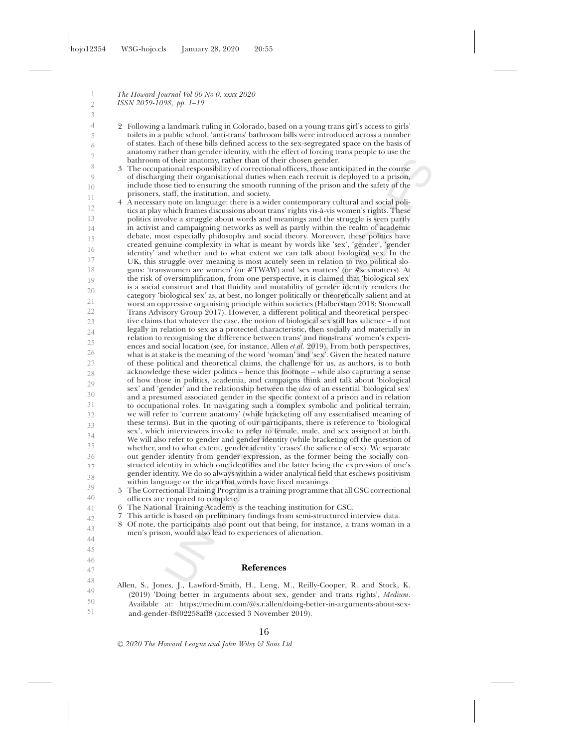2 Following a landmark ruling in Colorado, based on a young trans girl's access to girls' toilets in a public school, 'anti-trans' bathroom bills were introduced across a number of states. Each of these bills defined access to the sex-segregated space on the basis of anatomy rather than gender identity, with the effect of forcing trans people to use the bathroom of their anatomy, rather than of their chosen gender.

3 The occupational responsibility of correctional officers, those anticipated in the course of discharging their organisational duties when each recruit is deployed to a prison, include those tied to ensuring the smooth running of the prison and the safety of the prisoners, staff, the institution, and society.

4 A necessary note on language: there is a wider contemporary cultural and social politics at play which frames discussions about trans' rights vis-à-vis women's rights. These politics involve a struggle about words and meanings and the struggle is seen partly in activist and campaigning networks as well as partly within the realm of academic debate, most especially philosophy and social theory. Moreover, these politics have created genuine complexity in what is meant by words like 'sex', 'gender', 'gender identity' and whether and to what extent we can talk about biological sex. In the UK, this struggle over meaning is most acutely seen in relation to two political slogans: 'transwomen are women' (or #TWAW) and 'sex matters' (or #sexmatters). At the risk of oversimplification, from one perspective, it is claimed that 'biological sex' is a social construct and that fluidity and mutability of gender identity renders the category 'biological sex' as, at best, no longer politically or theoretically salient and at worst an oppressive organising principle within societies (Halberstam 2018; Stonewall Trans Advisory Group 2017). However, a different political and theoretical perspective claims that whatever the case, the notion of biological sex still has salience – if not legally in relation to sex as a protected characteristic, then socially and materially in relation to recognising the difference between trans' and non-trans' women's experiences and social location (see, for instance, Allen *et al.* 2019). From both perspectives, what is at stake is the meaning of the word 'woman' and 'sex'. Given the heated nature of these political and theoretical claims, the challenge for us, as authors, is to both acknowledge these wider politics – hence this footnote – while also capturing a sense of how those in politics, academia, and campaigns think and talk about 'biological sex' and 'gender' and the relationship between the *idea* of an essential 'biological sex' and a presumed associated gender in the specific context of a prison and in relation to occupational roles. In navigating such a complex symbolic and political terrain, we will refer to 'current anatomy' (while bracketing off any essentialised meaning of these terms). But in the quoting of our participants, there is reference to 'biological sex', which interviewees invoke to refer to female, male, and sex assigned at birth. We will also refer to gender and gender identity (while bracketing off the question of whether, and to what extent, gender identity 'erases' the salience of sex). We separate out gender identity from gender expression, as the former being the socially constructed identity in which one identifies and the latter being the expression of one's gender identity. We do so always within a wider analytical field that eschews positivism within language or the idea that words have fixed meanings.

5 The Correctional Training Program is a training programme that all CSC correctional officers are required to complete.

6 The National Training Academy is the teaching institution for CSC.

7 This article is based on preliminary findings from semi-structured interview data.

8 Of note, the participants also point out that being, for instance, a trans woman in a men's prison, would also lead to experiences of alienation.

## References

Allen, S., Jones, J., Lawford-Smith, H., Leng, M., Reilly-Cooper, R. and Stock, K. (2019) 'Doing better in arguments about sex, gender and trans rights', *Medium*. Available at: https://medium.com/@s.r.allen/doing-better-in-arguments-about-sex-and-gender-f8f02258aff8 (accessed 3 November 2019).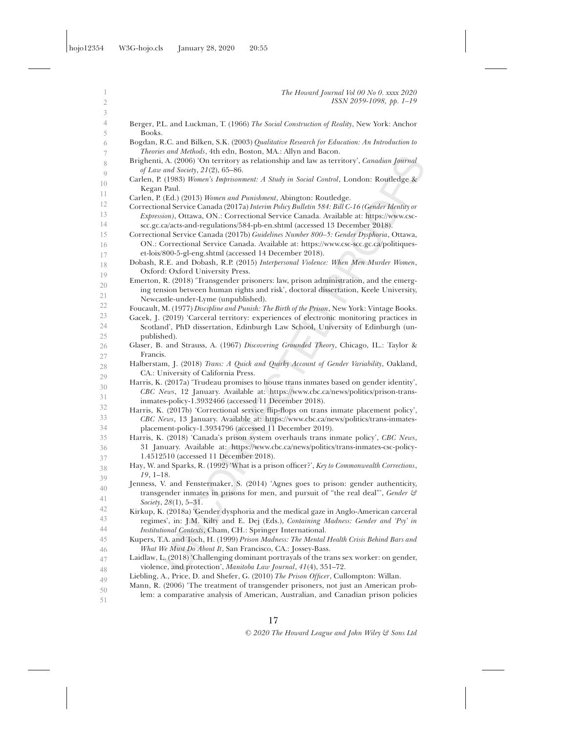Berger, P.L. and Luckman, T. (1966) *The Social Construction of Reality*, New York: Anchor Books.

Bogdan, R.C. and Bilken, S.K. (2003) *Qualitative Research for Education: An Introduction to Theories and Methods*, 4th edn, Boston, MA.: Allyn and Bacon.

Brighenti, A. (2006) 'On territory as relationship and law as territory', *Canadian Journal of Law and Society*, *21*(2), 65–86.

Carlen, P. (1983) *Women's Imprisonment: A Study in Social Control*, London: Routledge & Kegan Paul.

Carlen, P. (Ed.) (2013) *Women and Punishment*, Abington: Routledge.

Correctional Service Canada (2017a) *Interim Policy Bulletin 584: Bill C-16 (Gender Identity or Expression)*, Ottawa, ON.: Correctional Service Canada. Available at: https://www.csc-scc.gc.ca/acts-and-regulations/584-pb-en.shtml (accessed 13 December 2018).

Correctional Service Canada (2017b) *Guidelines Number 800–5: Gender Dysphoria*, Ottawa, ON.: Correctional Service Canada. Available at: https://www.csc-scc.gc.ca/politiques-et-lois/800-5-gl-eng.shtml (accessed 14 December 2018).

Dobash, R.E. and Dobash, R.P. (2015) *Interpersonal Violence: When Men Murder Women*, Oxford: Oxford University Press.

Emerton, R. (2018) 'Transgender prisoners: law, prison administration, and the emerging tension between human rights and risk', doctoral dissertation, Keele University, Newcastle-under-Lyme (unpublished).

Foucault, M. (1977) *Discipline and Punish: The Birth of the Prison*, New York: Vintage Books.

Gacek, J. (2019) 'Carceral territory: experiences of electronic monitoring practices in Scotland', PhD dissertation, Edinburgh Law School, University of Edinburgh (unpublished).

Glaser, B. and Strauss, A. (1967) *Discovering Grounded Theory*, Chicago, IL.: Taylor & Francis.

Halberstam, J. (2018) *Trans: A Quick and Quirky Account of Gender Variability*, Oakland, CA.: University of California Press.

Harris, K. (2017a) 'Trudeau promises to house trans inmates based on gender identity', *CBC News*, 12 January. Available at: https://www.cbc.ca/news/politics/prison-trans-inmates-policy-1.3932466 (accessed 11 December 2018).

Harris, K. (2017b) 'Correctional service flip-flops on trans inmate placement policy', *CBC News*, 13 January. Available at: https://www.cbc.ca/news/politics/trans-inmates-placement-policy-1.3934796 (accessed 11 December 2019).

Harris, K. (2018) 'Canada's prison system overhauls trans inmate policy', *CBC News*, 31 January. Available at: https://www.cbc.ca/news/politics/trans-inmates-csc-policy-1.4512510 (accessed 11 December 2018).

Hay, W. and Sparks, R. (1992) 'What is a prison officer?', *Key to Commonwealth Corrections*, *19*, 1–18.

Jenness, V. and Fenstermaker, S. (2014) 'Agnes goes to prison: gender authenticity, transgender inmates in prisons for men, and pursuit of "the real deal"', *Gender & Society*, *28*(1), 5–31.

Kirkup, K. (2018a) 'Gender dysphoria and the medical gaze in Anglo-American carceral regimes', in: J.M. Kilty and E. Dej (Eds.), *Containing Madness: Gender and 'Psy' in Institutional Contexts*, Cham, CH.: Springer International.

Kupers, T.A. and Toch, H. (1999) *Prison Madness: The Mental Health Crisis Behind Bars and What We Must Do About It*, San Francisco, CA.: Jossey-Bass.

Laidlaw, L. (2018) 'Challenging dominant portrayals of the trans sex worker: on gender, violence, and protection', *Manitoba Law Journal*, *41*(4), 351–72.

Liebling, A., Price, D. and Shefer, G. (2010) *The Prison Officer*, Cullompton: Willan.

Mann, R. (2006) 'The treatment of transgender prisoners, not just an American problem: a comparative analysis of American, Australian, and Canadian prison policies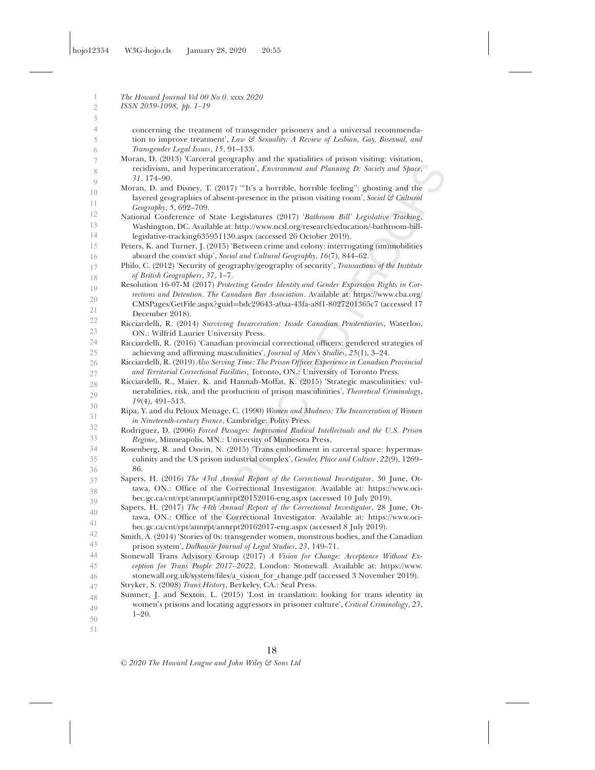concerning the treatment of transgender prisoners and a universal recommendation to improve treatment', *Law & Sexuality: A Review of Lesbian, Gay, Bisexual, and Transgender Legal Issues*, *15*, 91–133.

Moran, D. (2013) 'Carceral geography and the spatialities of prison visiting: visitation, recidivism, and hyperincarceration', *Environment and Planning D: Society and Space*, *31*, 174–90.

Moran, D. and Disney, T. (2017) '"It's a horrible, horrible feeling": ghosting and the layered geographies of absent-presence in the prison visiting room', *Social & Cultural Geography*, *5*, 692–709.

National Conference of State Legislatures (2017) *'Bathroom Bill' Legislative Tracking*, Washington, DC. Available at: http://www.ncsl.org/research/education/-bathroom-bill-legislative-tracking635951130.aspx (accessed 26 October 2019).

Peters, K. and Turner, J. (2015) 'Between crime and colony: interrogating (im)mobilities aboard the convict ship', *Social and Cultural Geography*, *16*(7), 844–62.

Philo, C. (2012) 'Security of geography/geography of security', *Transactions of the Institute of British Geographers*, *37*, 1–7.

Resolution 16-07-M (2017) *Protecting Gender Identity and Gender Expression Rights in Corrections and Detention. The Canadian Bar Association*. Available at: https://www.cba.org/CMSPages/GetFile.aspx?guid=bdc29643-a0aa-43fa-a8f1-8027201365c7 (accessed 17 December 2018).

Ricciardelli, R. (2014) *Surviving Incarceration: Inside Canadian Penitentiaries*, Waterloo, ON.: Wilfrid Laurier University Press.

Ricciardelli, R. (2016) 'Canadian provincial correctional officers: gendered strategies of achieving and affirming masculinities', *Journal of Men's Studies*, *25*(1), 3–24.

Ricciardelli, R. (2019) *Also Serving Time: The Prison Officer Experience in Canadian Provincial and Territorial Correctional Facilities*, Toronto, ON.: University of Toronto Press.

Ricciardelli, R., Maier, K. and Hannah-Moffat, K. (2015) 'Strategic masculinities: vulnerabilities, risk, and the production of prison masculinities', *Theoretical Criminology*, *19*(4), 491–513.

Ripa, Y. and du Peloux Menage, C. (1990) *Women and Madness: The Incarceration of Women in Nineteenth-century France*, Cambridge: Polity Press.

Rodriguez, D. (2006) *Forced Passages: Imprisoned Radical Intellectuals and the U.S. Prison Regime*, Minneapolis, MN.: University of Minnesota Press.

Rosenberg, R. and Oswin, N. (2015) 'Trans embodiment in carceral space: hypermasculinity and the US prison industrial complex', *Gender, Place and Culture*, *22*(9), 1269–86.

Sapers, H. (2016) *The 43rd Annual Report of the Correctional Investigator*, 30 June, Ottawa, ON.: Office of the Correctional Investigator. Available at: https://www.oci-bec.gc.ca/cnt/rpt/annrpt/annrpt20152016-eng.aspx (accessed 10 July 2019).

Sapers, H. (2017) *The 44th Annual Report of the Correctional Investigator*, 28 June, Ottawa, ON.: Office of the Correctional Investigator. Available at: https://www.oci-bec.gc.ca/cnt/rpt/annrpt/annrpt20162017-eng.aspx (accessed 8 July 2019).

Smith, A. (2014) 'Stories of 0s: transgender women, monstrous bodies, and the Canadian prison system', *Dalhousie Journal of Legal Studies*, *23*, 149–71.

Stonewall Trans Advisory Group (2017) *A Vision for Change: Acceptance Without Exception for Trans People 2017–2022*, London: Stonewall. Available at: https://www.stonewall.org.uk/system/files/a_vision_for_change.pdf (accessed 3 November 2019).

Stryker, S. (2008) *Trans History*, Berkeley, CA.: Seal Press.

Sumner, J. and Sexton, L. (2015) 'Lost in translation: looking for trans identity in women's prisons and locating aggressors in prisoner culture', *Critical Criminology*, *23*, 1–20.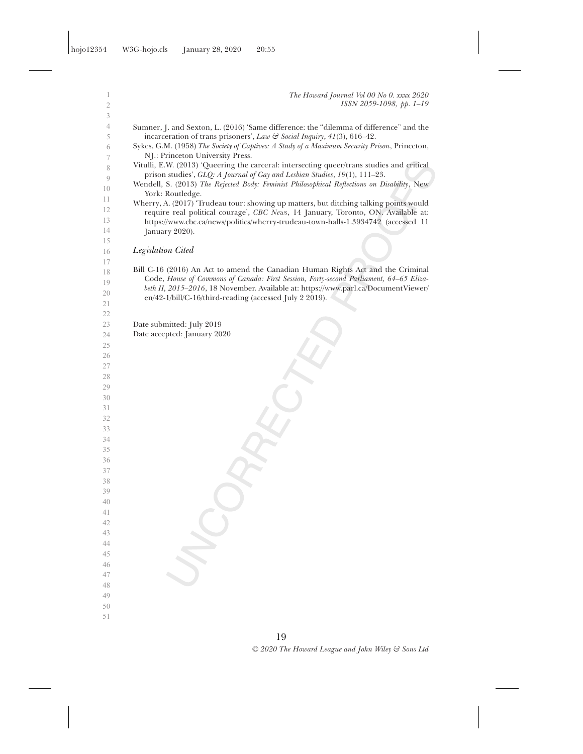Sumner, J. and Sexton, L. (2016) 'Same difference: the "dilemma of difference" and the incarceration of trans prisoners', *Law & Social Inquiry*, *41*(3), 616–42.

Sykes, G.M. (1958) *The Society of Captives: A Study of a Maximum Security Prison*, Princeton, NJ.: Princeton University Press.

Vitulli, E.W. (2013) 'Queering the carceral: intersecting queer/trans studies and critical prison studies', *GLQ: A Journal of Gay and Lesbian Studies*, *19*(1), 111–23.

Wendell, S. (2013) *The Rejected Body: Feminist Philosophical Reflections on Disability*, New York: Routledge.

Wherry, A. (2017) 'Trudeau tour: showing up matters, but ditching talking points would require real political courage', *CBC News*, 14 January, Toronto, ON. Available at: https://www.cbc.ca/news/politics/wherry-trudeau-town-halls-1.3934742 (accessed 11 January 2020).

### *Legislation Cited*

Bill C-16 (2016) An Act to amend the Canadian Human Rights Act and the Criminal Code, *House of Commons of Canada: First Session, Forty-second Parliament, 64–65 Elizabeth II, 2015–2016*, 18 November. Available at: https://www.parl.ca/DocumentViewer/en/42-1/bill/C-16/third-reading (accessed July 2 2019).

Date submitted: July 2019
Date accepted: January 2020